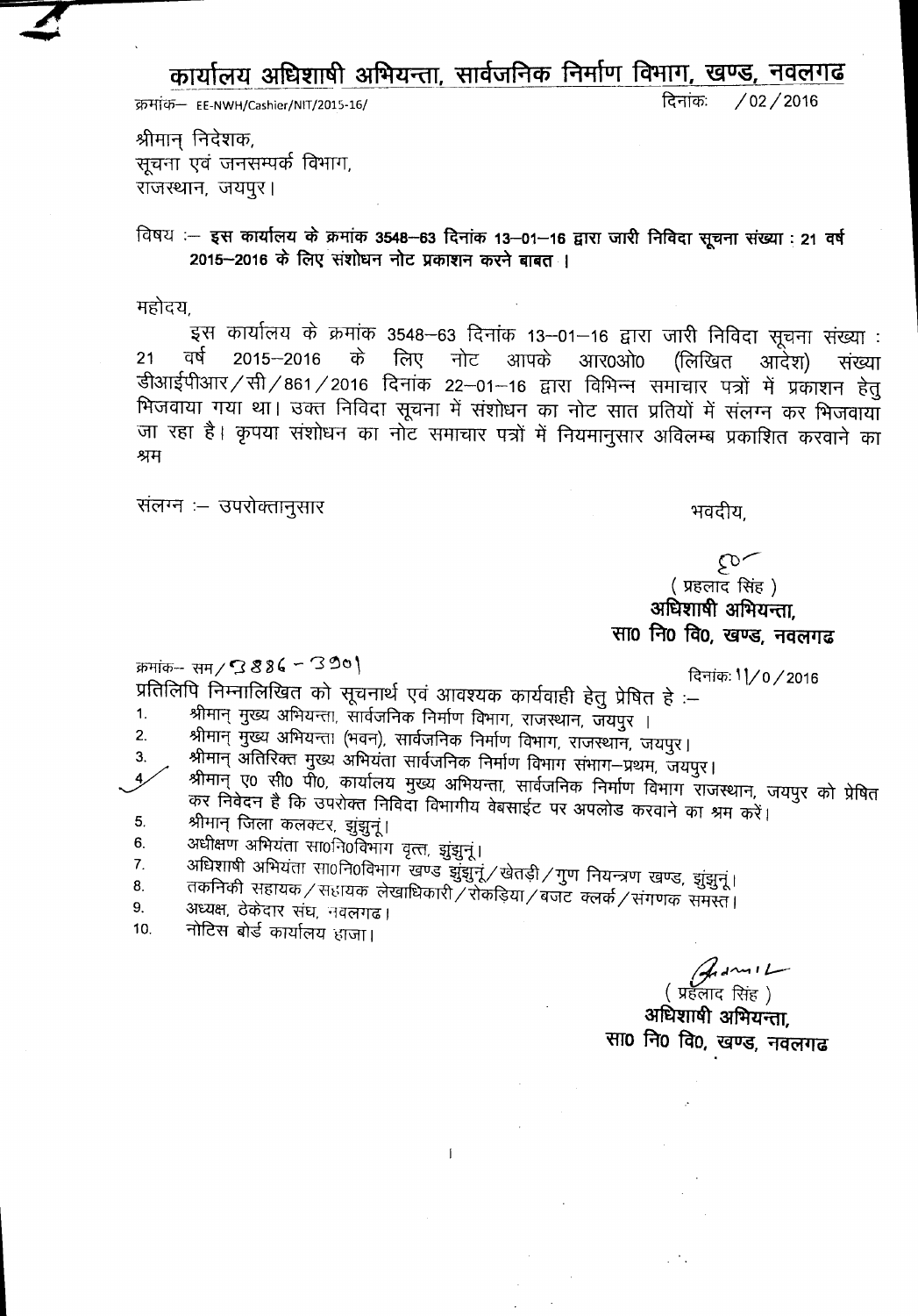# कार्यालय अधिशाषी अभियन्ता, सार्वजनिक निर्माण विभाग, खण्ड, नवलगढ

क्रमांक— EE-NWH/Cashier/NIT/2015-16/ दिनांक: /02/2016

श्रीमान् निदेशक,
सूचना एवं जनसम्पर्क विभाग,
राजस्थान, जयपुर।

विषय :— **इस कार्यालय के क्रमांक 3548—63 दिनांक 13—01—16 द्वारा जारी निविदा सूचना संख्या : 21 वर्ष 2015—2016 के लिए संशोधन नोट प्रकाशन करने बाबत ।**

महोदय,

इस कार्यालय के क्रमांक 3548—63 दिनांक 13—01—16 द्वारा जारी निविदा सूचना संख्या : 21 वर्ष 2015—2016 के लिए नोट आपके आर0ओ0 (लिखित आदेश) संख्या डीआईपीआर/सी/861/2016 दिनांक 22—01—16 द्वारा विभिन्न समाचार पत्रों में प्रकाशन हेतु भिजवाया गया था। उक्त निविदा सूचना में संशोधन का नोट सात प्रतियों में संलग्न कर भिजवाया जा रहा है। कृपया संशोधन का नोट समाचार पत्रों में नियमानुसार अविलम्ब प्रकाशित करवाने का श्रम

संलग्न :— उपरोक्तानुसार

भवदीय,

( प्रहलाद सिंह )
**अधिशाषी अभियन्ता,**
**सा0 नि0 वि0, खण्ड, नवलगढ**

क्रमांक— सम/3886 – 3901 दिनांक: 11/0/2016

प्रतिलिपि निम्नालिखित को सूचनार्थ एवं आवश्यक कार्यवाही हेतु प्रेषित है :—

1. श्रीमान् मुख्य अभियन्ता, सार्वजनिक निर्माण विभाग, राजस्थान, जयपुर ।
2. श्रीमान् मुख्य अभियन्ता (भवन), सार्वजनिक निर्माण विभाग, राजस्थान, जयपुर।
3. श्रीमान् अतिरिक्त मुख्य अभियंता सार्वजनिक निर्माण विभाग संभाग—प्रथम, जयपुर।
4. श्रीमान् ए0 सी0 पी0, कार्यालय मुख्य अभियन्ता, सार्वजनिक निर्माण विभाग राजस्थान, जयपुर को प्रेषित कर निवेदन है कि उपरोक्त निविदा विभागीय वेबसाईट पर अपलोड करवाने का श्रम करें।
5. श्रीमान् जिला कलक्टर, झुंझुनूं।
6. अधीक्षण अभियंता सा0नि0विभाग वृत्त, झुंझुनूं।
7. अधिशाषी अभियंता सा0नि0विभाग खण्ड झुंझुनूं/खेतड़ी/गुण नियन्त्रण खण्ड, झुंझुनूं।
8. तकनिकी सहायक/सहायक लेखाधिकारी/रोकड़िया/बजट क्लर्क/संगणक समस्त।
9. अध्यक्ष, ठेकेदार संघ, नवलगढ।
10. नोटिस बोर्ड कार्यालय हाजा।

( प्रहलाद सिंह )
**अधिशाषी अभियन्ता,**
**सा0 नि0 वि0, खण्ड, नवलगढ**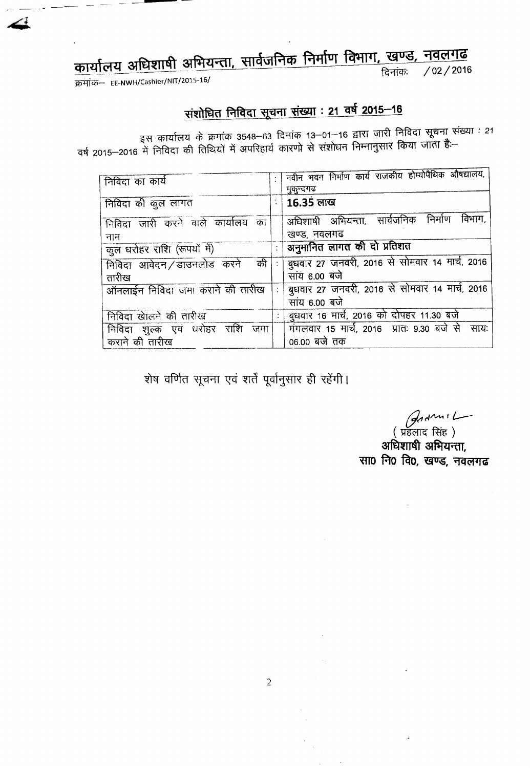# कार्यालय अधिशाषी अभियन्ता, सार्वजनिक निर्माण विभाग, खण्ड, नवलगढ

क्रमांक– EE-NWH/Cashier/NIT/2015-16/ दिनांकः /02/2016

## संशोधित निविदा सूचना संख्या : 21 वर्ष 2015–16

इस कार्यालय के क्रमांक 3548–63 दिनांक 13–01–16 द्वारा जारी निविदा सूचना संख्या : 21 वर्ष 2015–2016 में निविदा की तिथियों में अपरिहार्य कारणो से संशोधन निम्नानुसार किया जाता है:–

| | | |
|---|---|---|
| निविदा का कार्य | : | नवीन भवन निर्माण कार्य राजकीय होम्योपैथिक औषधालय, मुकुन्दगढ |
| निविदा की कुल लागत | : | **16.35 लाख** |
| निविदा जारी करने वाले कार्यालय का नाम | | अधिशाषी अभियन्ता, सार्वजनिक निर्माण विभाग, खण्ड, नवलगढ |
| कुल धरोहर राशि (रूपयों में) | : | **अनुमानित लागत की दो प्रतिशत** |
| निविदा आवेदन/डाउनलोड करने की तारीख | : | बुधवार 27 जनवरी, 2016 से सोमवार 14 मार्च, 2016 सांय 6.00 बजे |
| ऑनलाईन निविदा जमा कराने की तारीख | : | बुधवार 27 जनवरी, 2016 से सोमवार 14 मार्च, 2016 सांय 6.00 बजे |
| निविदा खोलने की तारीख | : | बुधवार 16 मार्च, 2016 को दोपहर 11.30 बजे |
| निविदा शुल्क एवं धरोहर राशि जमा कराने की तारीख | | मंगलवार 15 मार्च, 2016 प्रातः 9.30 बजे से सायः 06.00 बजे तक |

शेष वर्णित सूचना एवं शर्ते पूर्वानुसार ही रहेंगी।

( प्रहलाद सिंह )
**अधिशाषी अभियन्ता,**
**सा० नि० वि०, खण्ड, नवलगढ**